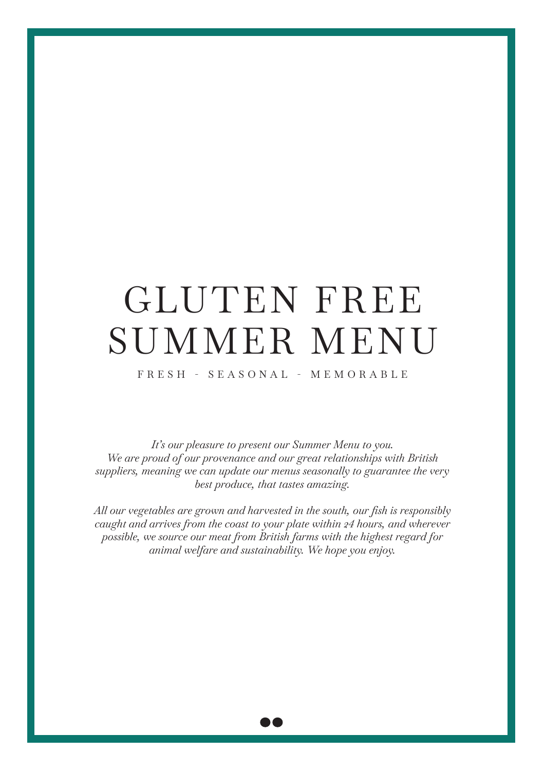# GLUTEN FREE SUMMER MENU

FRESH - SEASONAL - MEMORABLE

*It's our pleasure to present our Summer Menu to you. We are proud of our provenance and our great relationships with British suppliers, meaning we can update our menus seasonally to guarantee the very best produce, that tastes amazing.*

*All our vegetables are grown and harvested in the south, our fish is responsibly caught and arrives from the coast to your plate within 24 hours, and wherever possible, we source our meat from British farms with the highest regard for animal welfare and sustainability. We hope you enjoy.*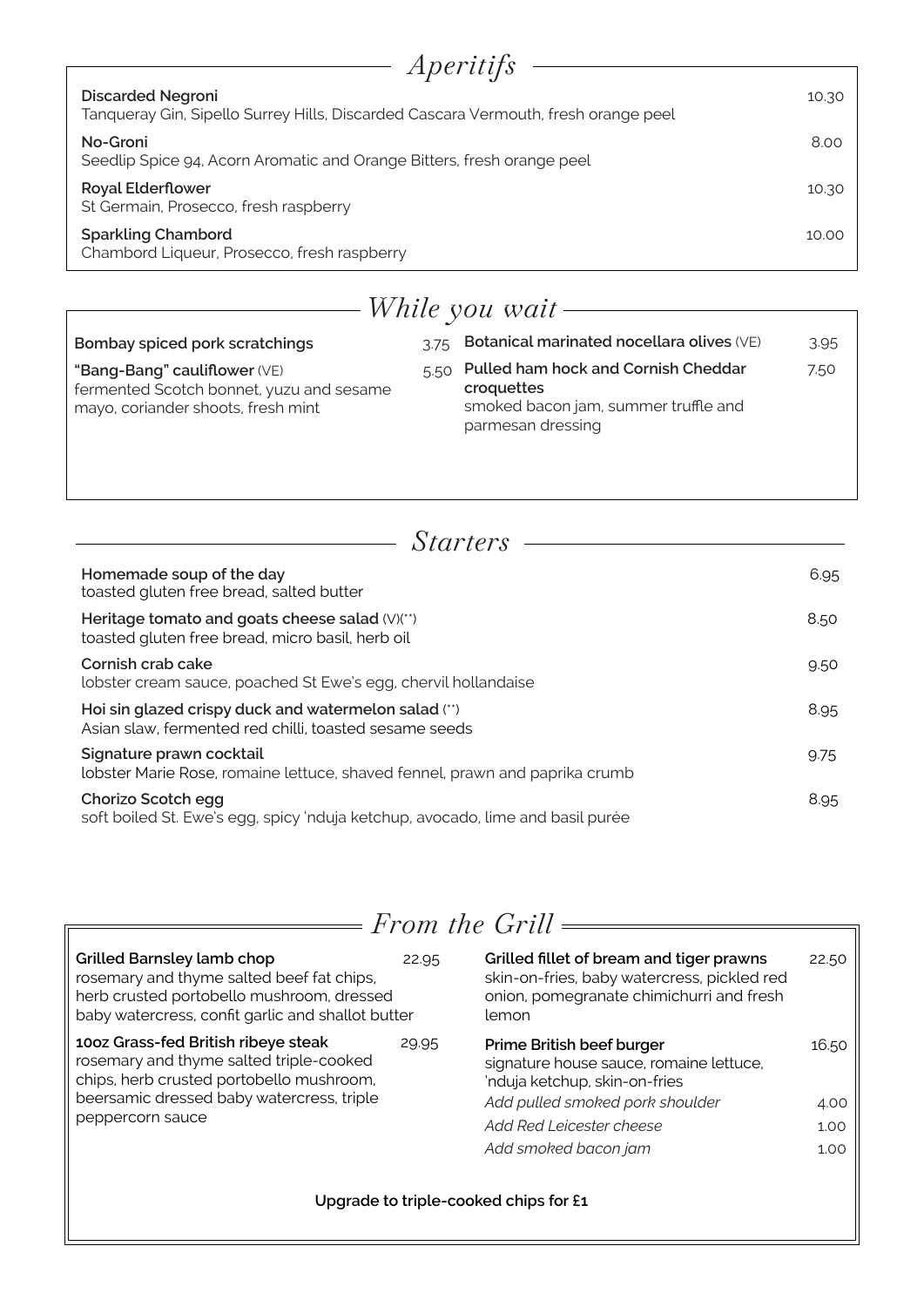## *Aperitifs*

**Discarded Negroni** 10.30
Tanqueray Gin, Sipello Surrey Hills, Discarded Cascara Vermouth, fresh orange peel

**No-Groni** 8.00
Seedlip Spice 94, Acorn Aromatic and Orange Bitters, fresh orange peel

**Royal Elderflower** 10.30
St Germain, Prosecco, fresh raspberry

**Sparkling Chambord** 10.00
Chambord Liqueur, Prosecco, fresh raspberry

## *While you wait*

**Bombay spiced pork scratchings** 3.75

**"Bang-Bang" cauliflower** (VE) 5.50
fermented Scotch bonnet, yuzu and sesame mayo, coriander shoots, fresh mint

**Botanical marinated nocellara olives** (VE) 3.95

**Pulled ham hock and Cornish Cheddar croquettes** 7.50
smoked bacon jam, summer truffle and parmesan dressing

## *Starters*

**Homemade soup of the day** 6.95
toasted gluten free bread, salted butter

**Heritage tomato and goats cheese salad** (V)(**) 8.50
toasted gluten free bread, micro basil, herb oil

**Cornish crab cake** 9.50
lobster cream sauce, poached St Ewe's egg, chervil hollandaise

**Hoi sin glazed crispy duck and watermelon salad** (**) 8.95
Asian slaw, fermented red chilli, toasted sesame seeds

**Signature prawn cocktail** 9.75
lobster Marie Rose, romaine lettuce, shaved fennel, prawn and paprika crumb

**Chorizo Scotch egg** 8.95
soft boiled St. Ewe's egg, spicy 'nduja ketchup, avocado, lime and basil purée

## *From the Grill*

**Grilled Barnsley lamb chop** 22.95
rosemary and thyme salted beef fat chips, herb crusted portobello mushroom, dressed baby watercress, confit garlic and shallot butter

**10oz Grass-fed British ribeye steak** 29.95
rosemary and thyme salted triple-cooked chips, herb crusted portobello mushroom, beersamic dressed baby watercress, triple peppercorn sauce

**Grilled fillet of bream and tiger prawns** 22.50
skin-on-fries, baby watercress, pickled red onion, pomegranate chimichurri and fresh lemon

**Prime British beef burger** 16.50
signature house sauce, romaine lettuce, 'nduja ketchup, skin-on-fries

*Add pulled smoked pork shoulder* 4.00

*Add Red Leicester cheese* 1.00

*Add smoked bacon jam* 1.00

**Upgrade to triple-cooked chips for £1**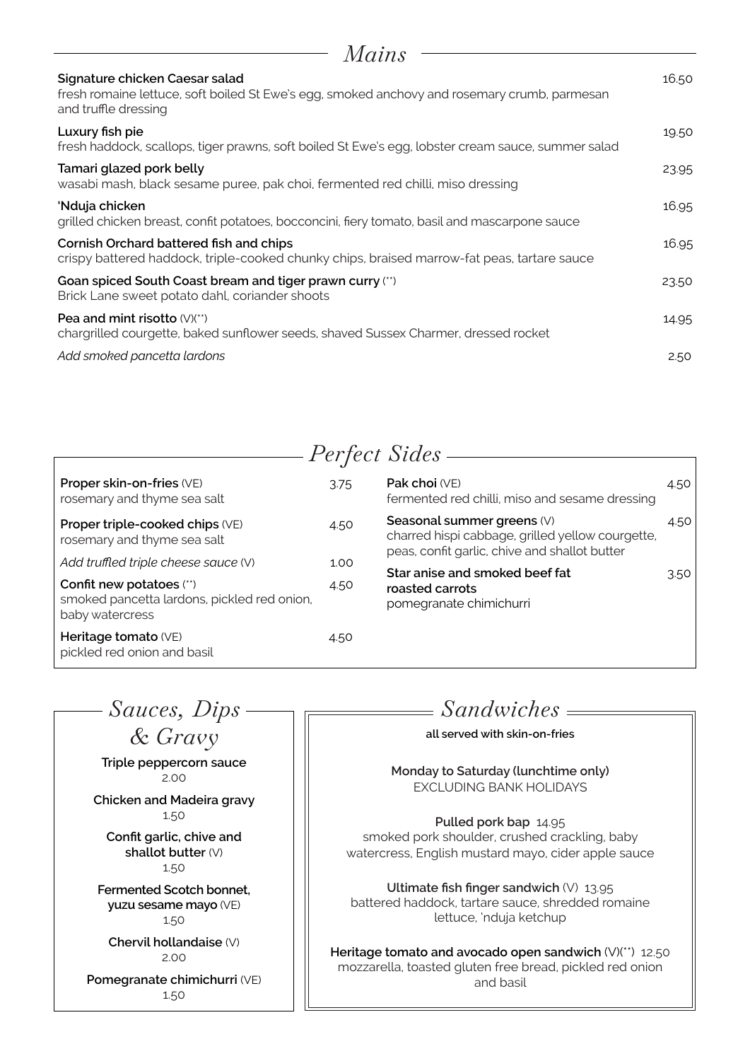## *Mains*

**Signature chicken Caesar salad** 16.50
fresh romaine lettuce, soft boiled St Ewe's egg, smoked anchovy and rosemary crumb, parmesan and truffle dressing

**Luxury fish pie** 19.50
fresh haddock, scallops, tiger prawns, soft boiled St Ewe's egg, lobster cream sauce, summer salad

**Tamari glazed pork belly** 23.95
wasabi mash, black sesame puree, pak choi, fermented red chilli, miso dressing

**'Nduja chicken** 16.95
grilled chicken breast, confit potatoes, bocconcini, fiery tomato, basil and mascarpone sauce

**Cornish Orchard battered fish and chips** 16.95
crispy battered haddock, triple-cooked chunky chips, braised marrow-fat peas, tartare sauce

**Goan spiced South Coast bream and tiger prawn curry** (**) 23.50
Brick Lane sweet potato dahl, coriander shoots

**Pea and mint risotto** (V)(**) 14.95
chargrilled courgette, baked sunflower seeds, shaved Sussex Charmer, dressed rocket

*Add smoked pancetta lardons* 2.50

## *Perfect Sides*

**Proper skin-on-fries** (VE) 3.75
rosemary and thyme sea salt

**Proper triple-cooked chips** (VE) 4.50
rosemary and thyme sea salt

*Add truffled triple cheese sauce* (V) 1.00

**Confit new potatoes** (**) 4.50
smoked pancetta lardons, pickled red onion, baby watercress

**Heritage tomato** (VE) 4.50
pickled red onion and basil

**Pak choi** (VE) 4.50
fermented red chilli, miso and sesame dressing

**Seasonal summer greens** (V) 4.50
charred hispi cabbage, grilled yellow courgette, peas, confit garlic, chive and shallot butter

**Star anise and smoked beef fat roasted carrots** 3.50
pomegranate chimichurri

## *Sauces, Dips & Gravy*

**Triple peppercorn sauce**
2.00

**Chicken and Madeira gravy**
1.50

**Confit garlic, chive and shallot butter** (V)
1.50

**Fermented Scotch bonnet, yuzu sesame mayo** (VE)
1.50

**Chervil hollandaise** (V)
2.00

**Pomegranate chimichurri** (VE)
1.50

## *Sandwiches*

**all served with skin-on-fries**

**Monday to Saturday (lunchtime only)**
EXCLUDING BANK HOLIDAYS

**Pulled pork bap** 14.95
smoked pork shoulder, crushed crackling, baby watercress, English mustard mayo, cider apple sauce

**Ultimate fish finger sandwich** (V) 13.95
battered haddock, tartare sauce, shredded romaine lettuce, 'nduja ketchup

**Heritage tomato and avocado open sandwich** (V)(**) 12.50
mozzarella, toasted gluten free bread, pickled red onion and basil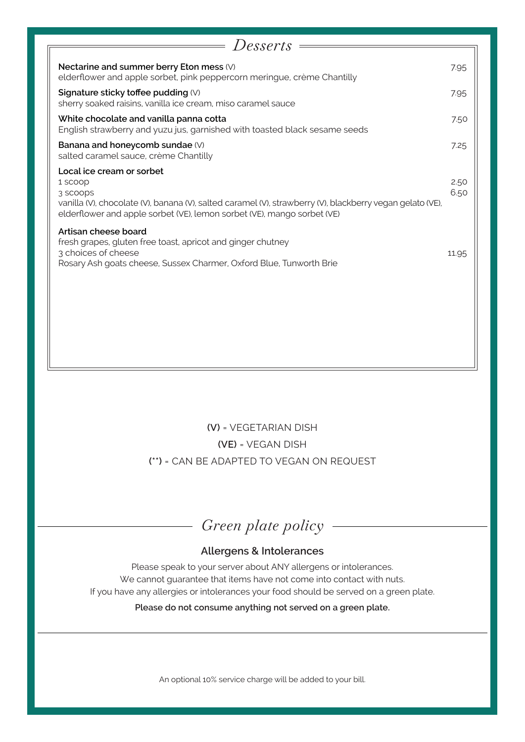## *Desserts*

**Nectarine and summer berry Eton mess** (V) — 7.95
elderflower and apple sorbet, pink peppercorn meringue, crème Chantilly

**Signature sticky toffee pudding** (V) — 7.95
sherry soaked raisins, vanilla ice cream, miso caramel sauce

**White chocolate and vanilla panna cotta** — 7.50
English strawberry and yuzu jus, garnished with toasted black sesame seeds

**Banana and honeycomb sundae** (V) — 7.25
salted caramel sauce, crème Chantilly

**Local ice cream or sorbet**
1 scoop — 2.50
3 scoops — 6.50
vanilla (V), chocolate (V), banana (V), salted caramel (V), strawberry (V), blackberry vegan gelato (VE), elderflower and apple sorbet (VE), lemon sorbet (VE), mango sorbet (VE)

**Artisan cheese board**
fresh grapes, gluten free toast, apricot and ginger chutney
3 choices of cheese — 11.95
Rosary Ash goats cheese, Sussex Charmer, Oxford Blue, Tunworth Brie

**(V)** = VEGETARIAN DISH

**(VE)** = VEGAN DISH

**(**)** = CAN BE ADAPTED TO VEGAN ON REQUEST

## *Green plate policy*

### Allergens & Intolerances

Please speak to your server about ANY allergens or intolerances.
We cannot guarantee that items have not come into contact with nuts.
If you have any allergies or intolerances your food should be served on a green plate.

**Please do not consume anything not served on a green plate.**

An optional 10% service charge will be added to your bill.